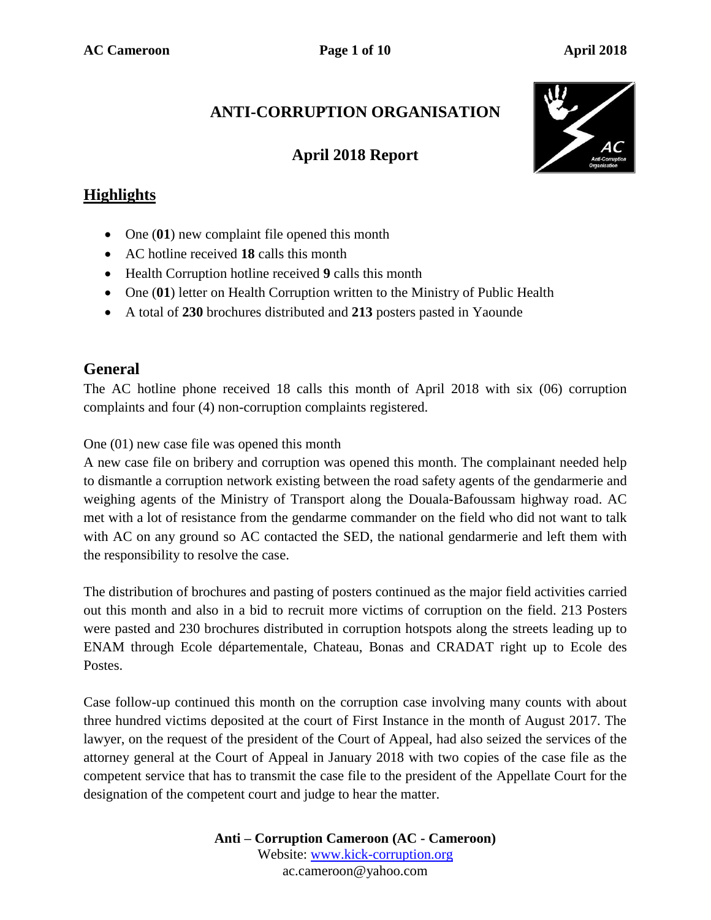# ANTI-CORRUPTION ORGANISATION

## April 2018 Report

## Highlights

- One (**01**) new complaint file opened this month
- AC hotline received **18** calls this month
- Health Corruption hotline received **9** calls this month
- One (**01**) letter on Health Corruption written to the Ministry of Public Health
- A total of **230** brochures distributed and **213** posters pasted in Yaounde

## General

The AC hotline phone received 18 calls this month of April 2018 with six (06) corruption complaints and four (4) non-corruption complaints registered.

One (01) new case file was opened this month
A new case file on bribery and corruption was opened this month. The complainant needed help to dismantle a corruption network existing between the road safety agents of the gendarmerie and weighing agents of the Ministry of Transport along the Douala-Bafoussam highway road. AC met with a lot of resistance from the gendarme commander on the field who did not want to talk with AC on any ground so AC contacted the SED, the national gendarmerie and left them with the responsibility to resolve the case.

The distribution of brochures and pasting of posters continued as the major field activities carried out this month and also in a bid to recruit more victims of corruption on the field. 213 Posters were pasted and 230 brochures distributed in corruption hotspots along the streets leading up to ENAM through Ecole départementale, Chateau, Bonas and CRADAT right up to Ecole des Postes.

Case follow-up continued this month on the corruption case involving many counts with about three hundred victims deposited at the court of First Instance in the month of August 2017. The lawyer, on the request of the president of the Court of Appeal, had also seized the services of the attorney general at the Court of Appeal in January 2018 with two copies of the case file as the competent service that has to transmit the case file to the president of the Appellate Court for the designation of the competent court and judge to hear the matter.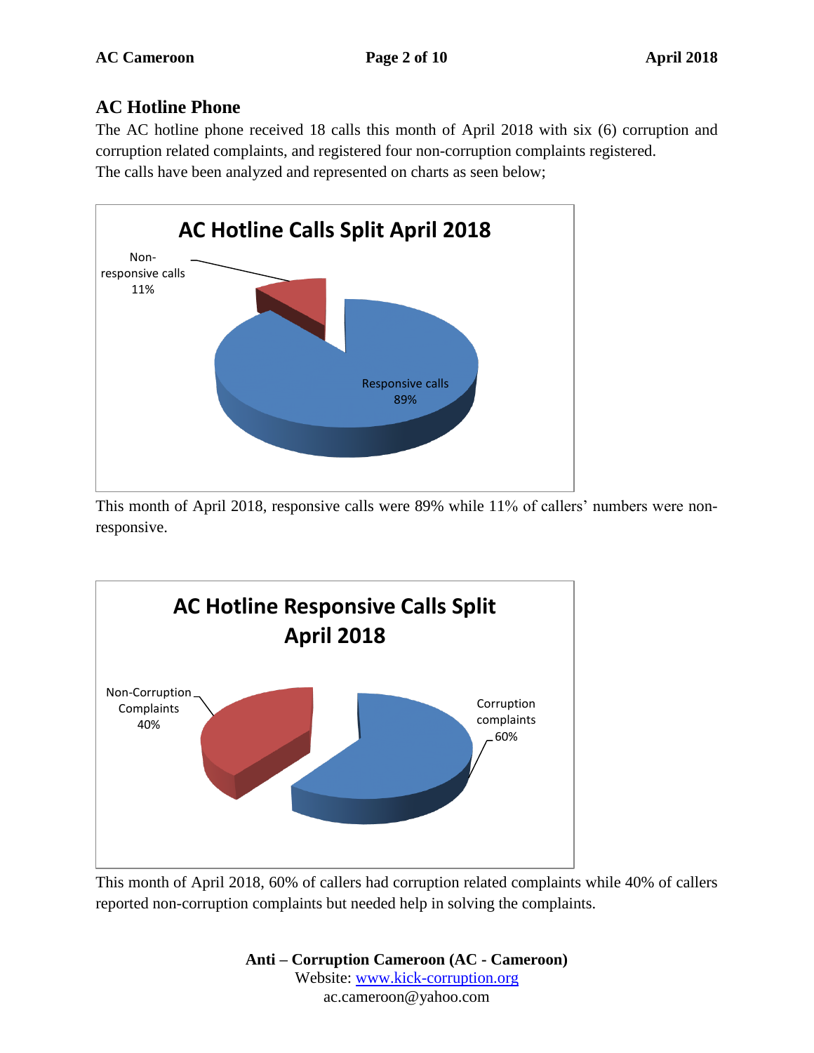## AC Hotline Phone

The AC hotline phone received 18 calls this month of April 2018 with six (6) corruption and corruption related complaints, and registered four non-corruption complaints registered.
The calls have been analyzed and represented on charts as seen below;

**AC Hotline Calls Split April 2018**

Non-responsive calls 11%

Responsive calls 89%

This month of April 2018, responsive calls were 89% while 11% of callers' numbers were non-responsive.

**AC Hotline Responsive Calls Split April 2018**

Non-Corruption Complaints 40%

Corruption complaints 60%

This month of April 2018, 60% of callers had corruption related complaints while 40% of callers reported non-corruption complaints but needed help in solving the complaints.

**Anti – Corruption Cameroon (AC - Cameroon)**
Website: www.kick-corruption.org
ac.cameroon@yahoo.com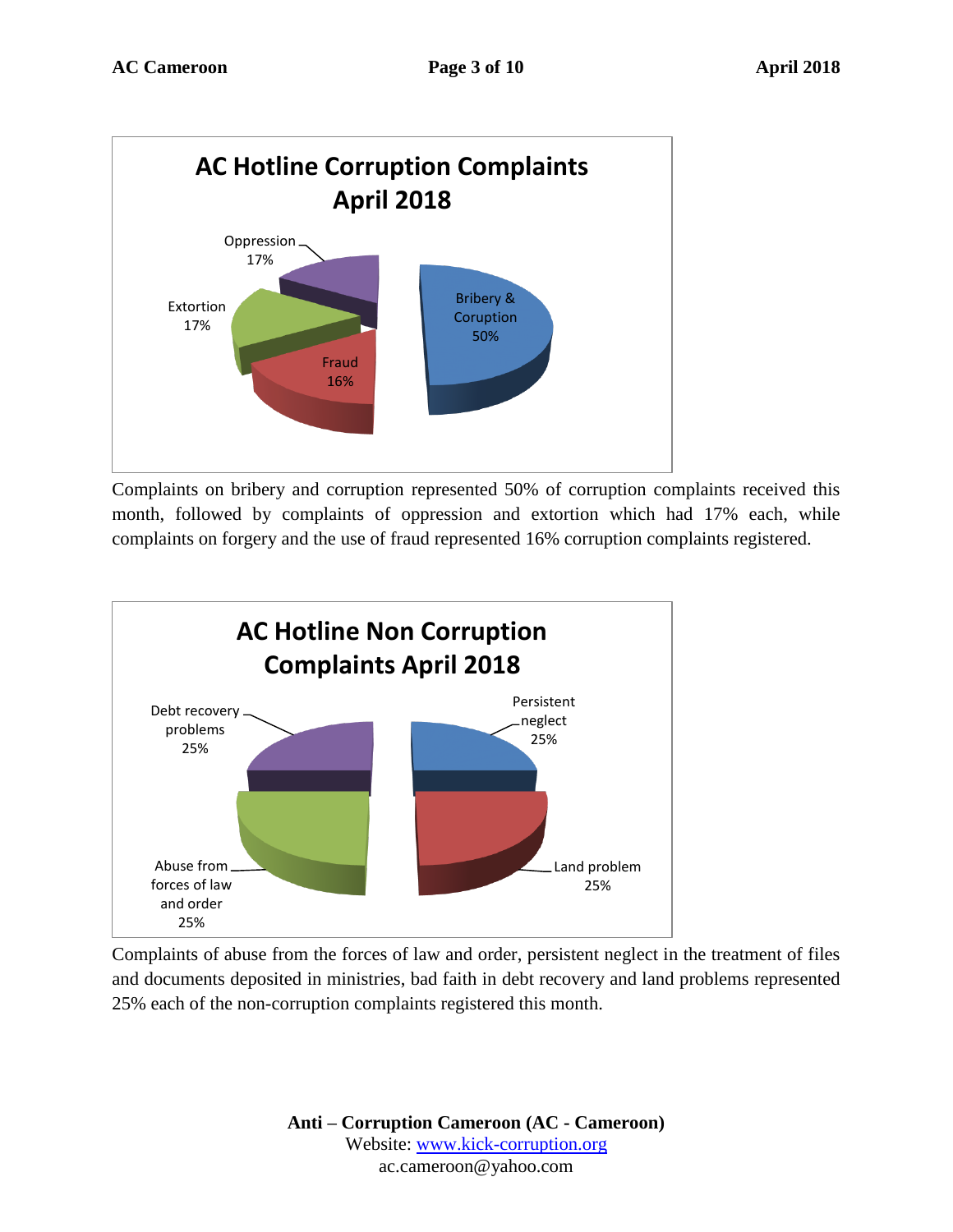**AC Hotline Corruption Complaints April 2018**

| Category | Percentage |
| --- | --- |
| Bribery & Coruption | 50% |
| Oppression | 17% |
| Extortion | 17% |
| Fraud | 16% |

Complaints on bribery and corruption represented 50% of corruption complaints received this month, followed by complaints of oppression and extortion which had 17% each, while complaints on forgery and the use of fraud represented 16% corruption complaints registered.

**AC Hotline Non Corruption Complaints April 2018**

| Category | Percentage |
| --- | --- |
| Persistent neglect | 25% |
| Land problem | 25% |
| Abuse from forces of law and order | 25% |
| Debt recovery problems | 25% |

Complaints of abuse from the forces of law and order, persistent neglect in the treatment of files and documents deposited in ministries, bad faith in debt recovery and land problems represented 25% each of the non-corruption complaints registered this month.

**Anti – Corruption Cameroon (AC - Cameroon)**
Website: www.kick-corruption.org
ac.cameroon@yahoo.com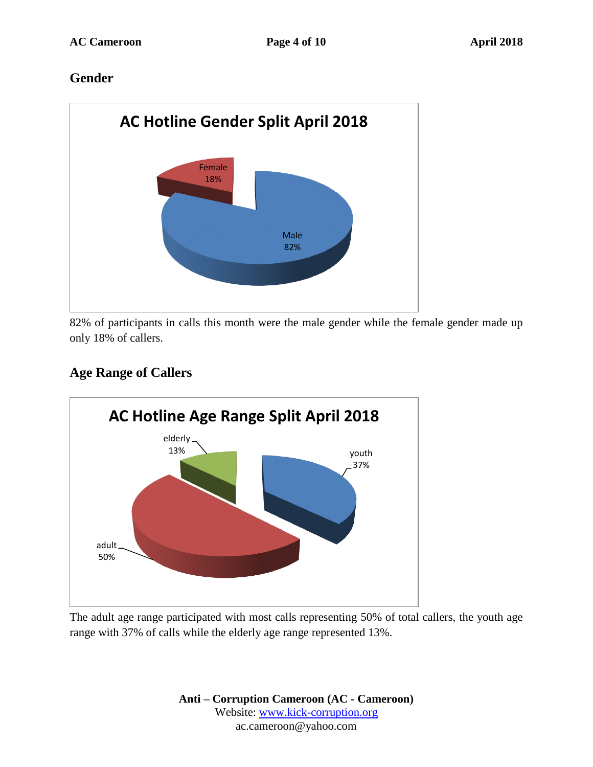## Gender

**AC Hotline Gender Split April 2018**

Female 18%

Male 82%

82% of participants in calls this month were the male gender while the female gender made up only 18% of callers.

## Age Range of Callers

**AC Hotline Age Range Split April 2018**

elderly 13%

youth 37%

adult 50%

The adult age range participated with most calls representing 50% of total callers, the youth age range with 37% of calls while the elderly age range represented 13%.

**Anti – Corruption Cameroon (AC - Cameroon)**
Website: www.kick-corruption.org
ac.cameroon@yahoo.com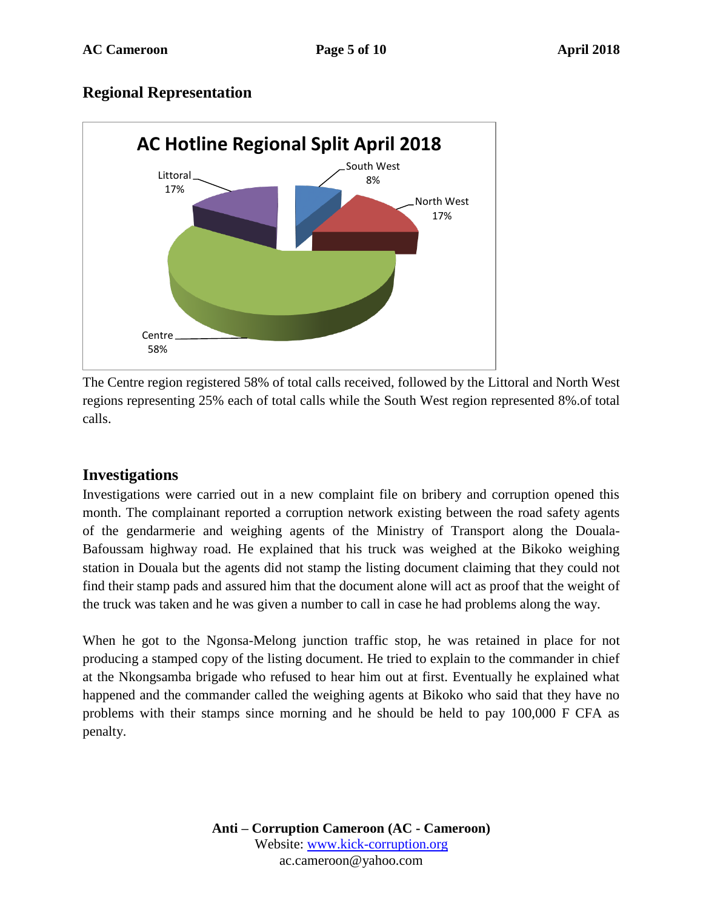## Regional Representation

**AC Hotline Regional Split April 2018**

South West 8%

North West 17%

Littoral 17%

Centre 58%

The Centre region registered 58% of total calls received, followed by the Littoral and North West regions representing 25% each of total calls while the South West region represented 8%.of total calls.

## Investigations

Investigations were carried out in a new complaint file on bribery and corruption opened this month. The complainant reported a corruption network existing between the road safety agents of the gendarmerie and weighing agents of the Ministry of Transport along the Douala-Bafoussam highway road. He explained that his truck was weighed at the Bikoko weighing station in Douala but the agents did not stamp the listing document claiming that they could not find their stamp pads and assured him that the document alone will act as proof that the weight of the truck was taken and he was given a number to call in case he had problems along the way.

When he got to the Ngonsa-Melong junction traffic stop, he was retained in place for not producing a stamped copy of the listing document. He tried to explain to the commander in chief at the Nkongsamba brigade who refused to hear him out at first. Eventually he explained what happened and the commander called the weighing agents at Bikoko who said that they have no problems with their stamps since morning and he should be held to pay 100,000 F CFA as penalty.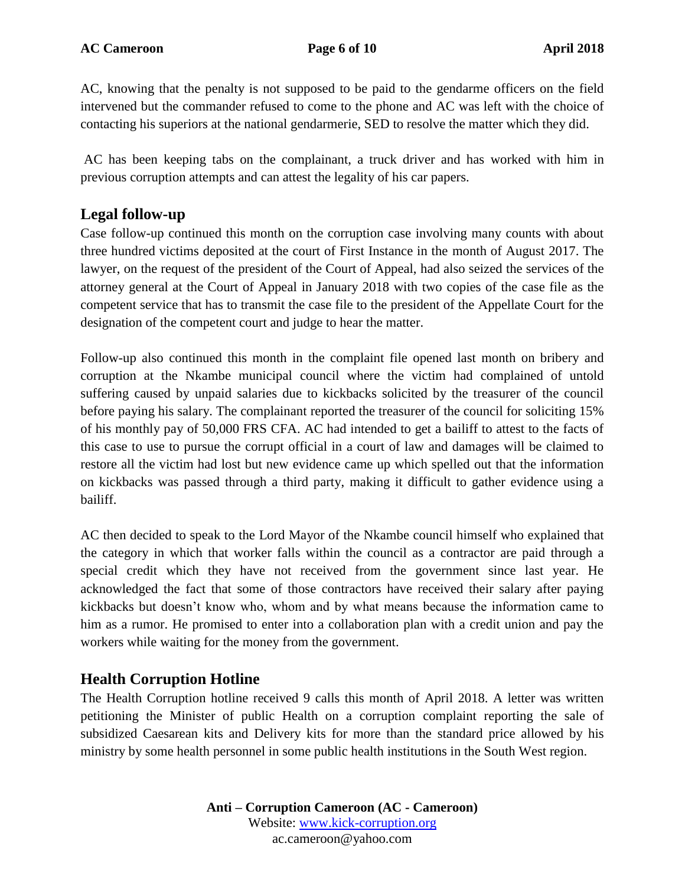AC, knowing that the penalty is not supposed to be paid to the gendarme officers on the field intervened but the commander refused to come to the phone and AC was left with the choice of contacting his superiors at the national gendarmerie, SED to resolve the matter which they did.

AC has been keeping tabs on the complainant, a truck driver and has worked with him in previous corruption attempts and can attest the legality of his car papers.

## Legal follow-up

Case follow-up continued this month on the corruption case involving many counts with about three hundred victims deposited at the court of First Instance in the month of August 2017. The lawyer, on the request of the president of the Court of Appeal, had also seized the services of the attorney general at the Court of Appeal in January 2018 with two copies of the case file as the competent service that has to transmit the case file to the president of the Appellate Court for the designation of the competent court and judge to hear the matter.

Follow-up also continued this month in the complaint file opened last month on bribery and corruption at the Nkambe municipal council where the victim had complained of untold suffering caused by unpaid salaries due to kickbacks solicited by the treasurer of the council before paying his salary. The complainant reported the treasurer of the council for soliciting 15% of his monthly pay of 50,000 FRS CFA. AC had intended to get a bailiff to attest to the facts of this case to use to pursue the corrupt official in a court of law and damages will be claimed to restore all the victim had lost but new evidence came up which spelled out that the information on kickbacks was passed through a third party, making it difficult to gather evidence using a bailiff.

AC then decided to speak to the Lord Mayor of the Nkambe council himself who explained that the category in which that worker falls within the council as a contractor are paid through a special credit which they have not received from the government since last year. He acknowledged the fact that some of those contractors have received their salary after paying kickbacks but doesn't know who, whom and by what means because the information came to him as a rumor. He promised to enter into a collaboration plan with a credit union and pay the workers while waiting for the money from the government.

## Health Corruption Hotline

The Health Corruption hotline received 9 calls this month of April 2018. A letter was written petitioning the Minister of public Health on a corruption complaint reporting the sale of subsidized Caesarean kits and Delivery kits for more than the standard price allowed by his ministry by some health personnel in some public health institutions in the South West region.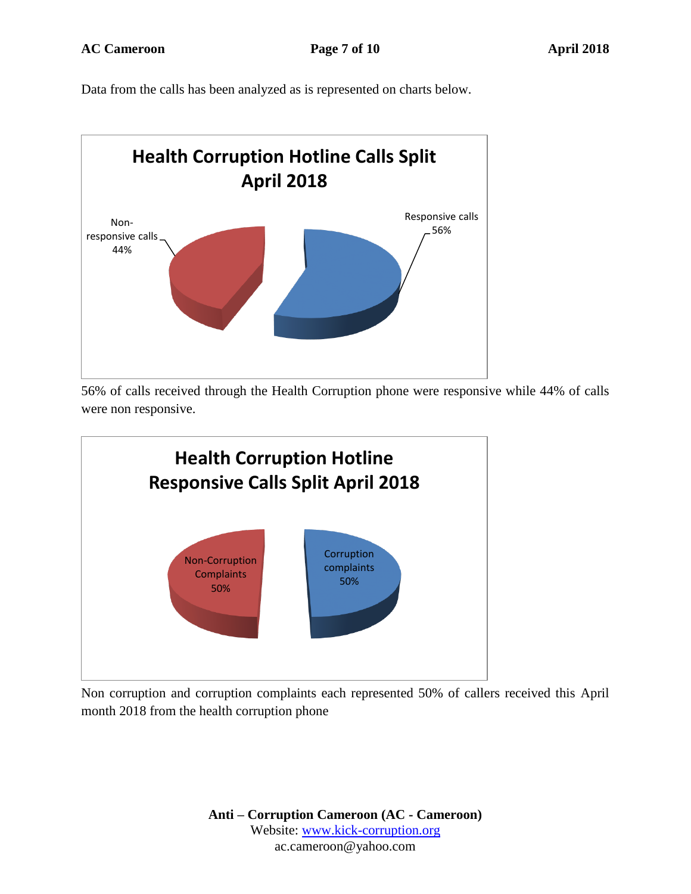Data from the calls has been analyzed as is represented on charts below.

**Health Corruption Hotline Calls Split April 2018**

Non-responsive calls 44%

Responsive calls 56%

56% of calls received through the Health Corruption phone were responsive while 44% of calls were non responsive.

**Health Corruption Hotline Responsive Calls Split April 2018**

Non-Corruption Complaints 50%

Corruption complaints 50%

Non corruption and corruption complaints each represented 50% of callers received this April month 2018 from the health corruption phone

**Anti – Corruption Cameroon (AC - Cameroon)**
Website: www.kick-corruption.org
ac.cameroon@yahoo.com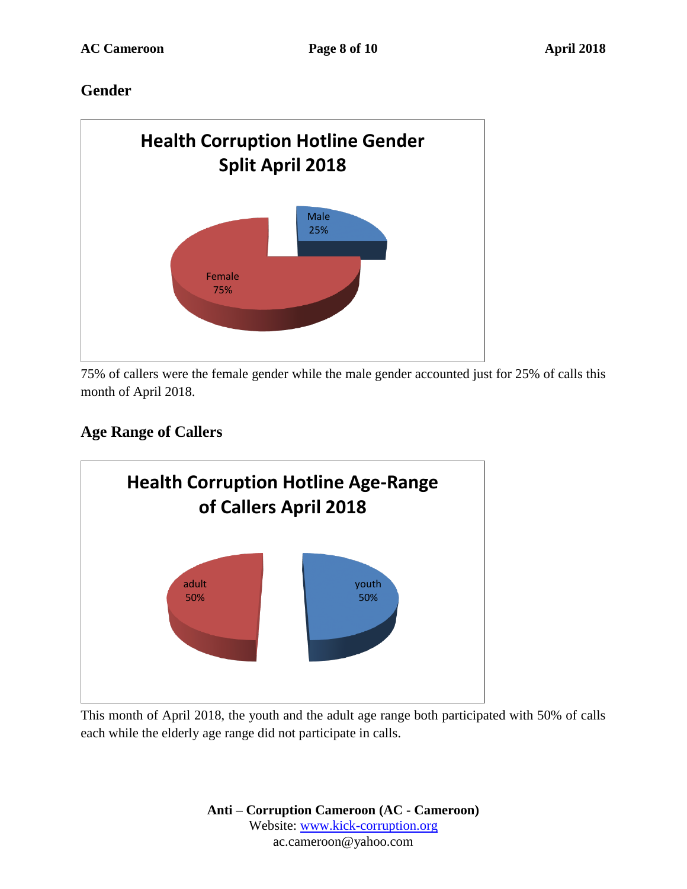## Gender

**Health Corruption Hotline Gender Split April 2018**

Male 25%

Female 75%

75% of callers were the female gender while the male gender accounted just for 25% of calls this month of April 2018.

## Age Range of Callers

**Health Corruption Hotline Age-Range of Callers April 2018**

adult 50%

youth 50%

This month of April 2018, the youth and the adult age range both participated with 50% of calls each while the elderly age range did not participate in calls.

**Anti – Corruption Cameroon (AC - Cameroon)**
Website: www.kick-corruption.org
ac.cameroon@yahoo.com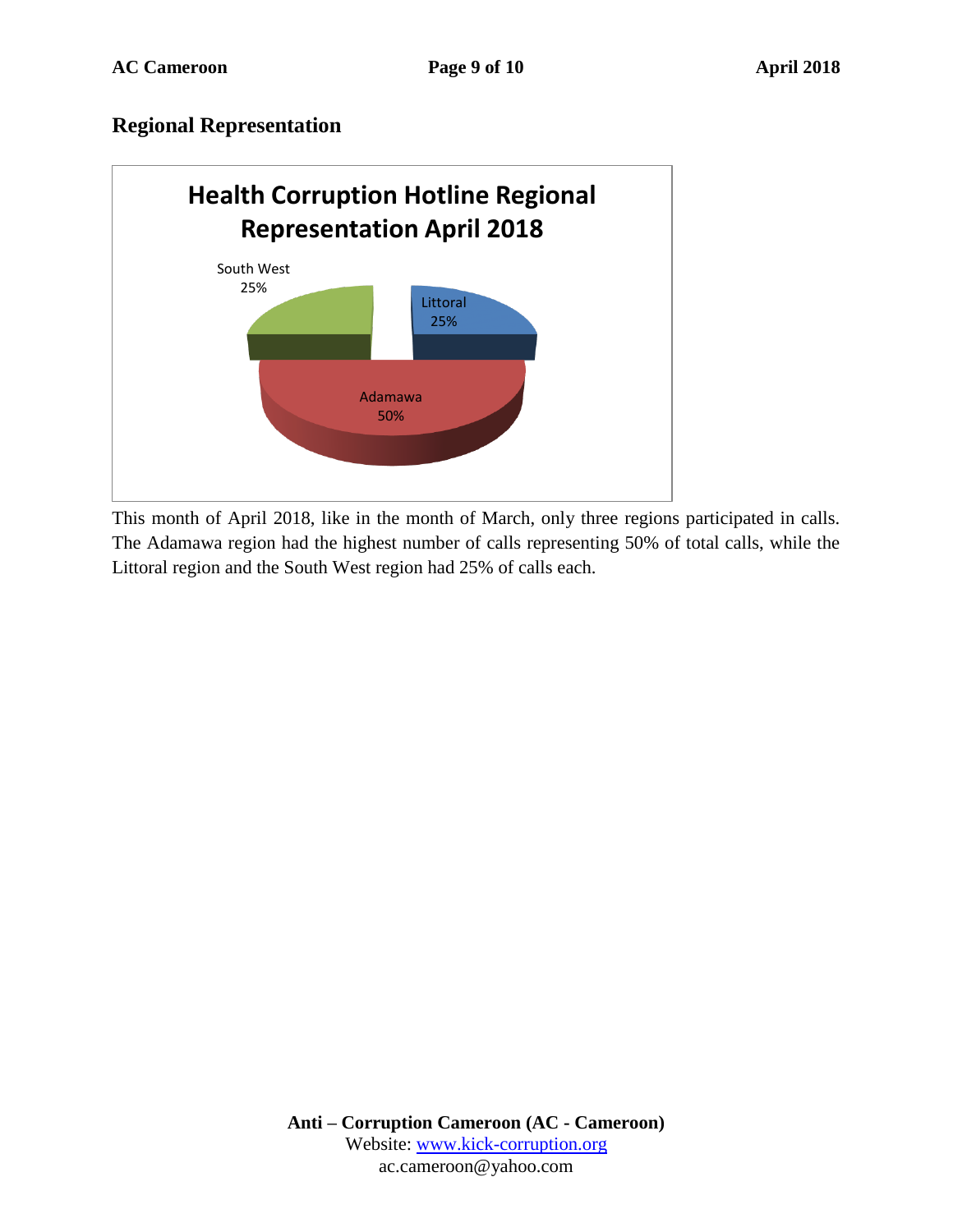## Regional Representation

**Health Corruption Hotline Regional Representation April 2018**

South West 25%

Littoral 25%

Adamawa 50%

This month of April 2018, like in the month of March, only three regions participated in calls. The Adamawa region had the highest number of calls representing 50% of total calls, while the Littoral region and the South West region had 25% of calls each.

**Anti – Corruption Cameroon (AC - Cameroon)**
Website: www.kick-corruption.org
ac.cameroon@yahoo.com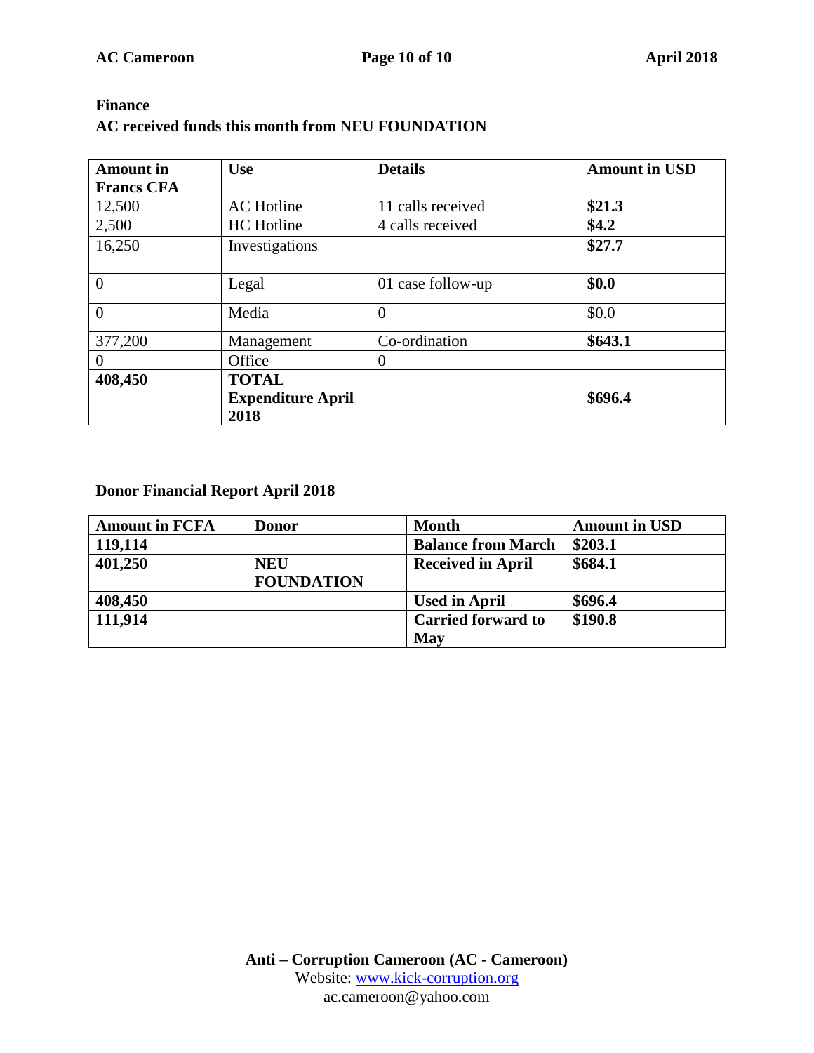**Finance**

**AC received funds this month from NEU FOUNDATION**

| **Amount in Francs CFA** | **Use** | **Details** | **Amount in USD** |
|---|---|---|---|
| 12,500 | AC Hotline | 11 calls received | **$21.3** |
| 2,500 | HC Hotline | 4 calls received | **$4.2** |
| 16,250 | Investigations | | **$27.7** |
| 0 | Legal | 01 case follow-up | **$0.0** |
| 0 | Media | 0 | $0.0 |
| 377,200 | Management | Co-ordination | **$643.1** |
| 0 | Office | 0 | |
| **408,450** | **TOTAL Expenditure April 2018** | | **$696.4** |

**Donor Financial Report April 2018**

| **Amount in FCFA** | **Donor** | **Month** | **Amount in USD** |
|---|---|---|---|
| **119,114** | | **Balance from March** | **$203.1** |
| **401,250** | **NEU FOUNDATION** | **Received in April** | **$684.1** |
| **408,450** | | **Used in April** | **$696.4** |
| **111,914** | | **Carried forward to May** | **$190.8** |

**Anti – Corruption Cameroon (AC - Cameroon)**
Website: www.kick-corruption.org
ac.cameroon@yahoo.com